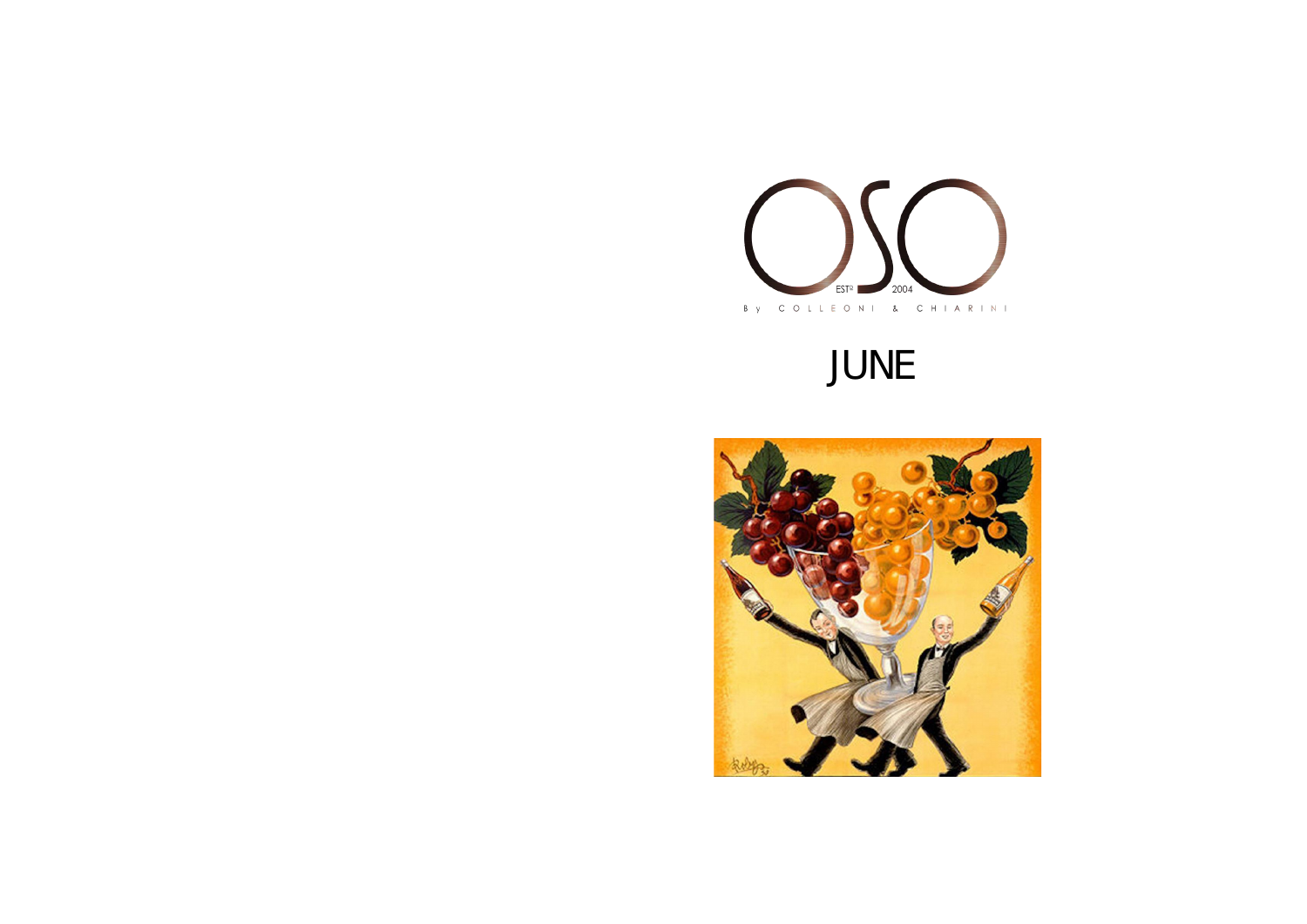# OSO

EST[D] 2004

By COLLEONI & CHIARINI

## JUNE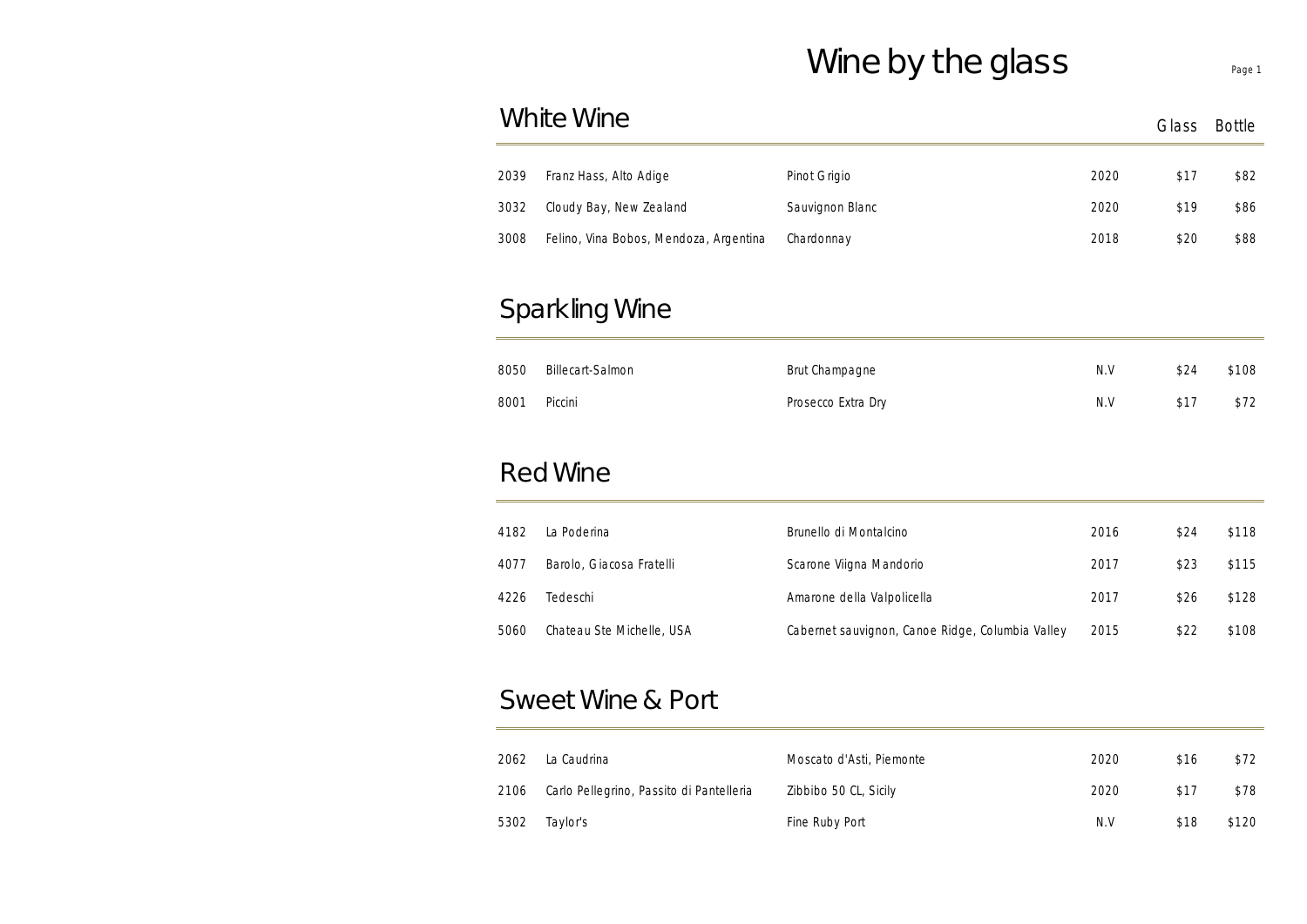# Wine by the glass

## White Wine

| | | | | Glass | Bottle |
|---|---|---|---|---|---|
| 2039 | Franz Hass, Alto Adige | Pinot Grigio | 2020 | $17 | $82 |
| 3032 | Cloudy Bay, New Zealand | Sauvignon Blanc | 2020 | $19 | $86 |
| 3008 | Felino, Vina Bobos, Mendoza, Argentina | Chardonnay | 2018 | $20 | $88 |

## Sparkling Wine

| | | | | Glass | Bottle |
|---|---|---|---|---|---|
| 8050 | Billecart-Salmon | Brut Champagne | N.V | $24 | $108 |
| 8001 | Piccini | Prosecco Extra Dry | N.V | $17 | $72 |

## Red Wine

| | | | | Glass | Bottle |
|---|---|---|---|---|---|
| 4182 | La Poderina | Brunello di Montalcino | 2016 | $24 | $118 |
| 4077 | Barolo, Giacosa Fratelli | Scarone Viigna Mandorio | 2017 | $23 | $115 |
| 4226 | Tedeschi | Amarone della Valpolicella | 2017 | $26 | $128 |
| 5060 | Chateau Ste Michelle, USA | Cabernet sauvignon, Canoe Ridge, Columbia Valley | 2015 | $22 | $108 |

## Sweet Wine & Port

| | | | | Glass | Bottle |
|---|---|---|---|---|---|
| 2062 | La Caudrina | Moscato d'Asti, Piemonte | 2020 | $16 | $72 |
| 2106 | Carlo Pellegrino, Passito di Pantelleria | Zibbibo 50 CL, Sicily | 2020 | $17 | $78 |
| 5302 | Taylor's | Fine Ruby Port | N.V | $18 | $120 |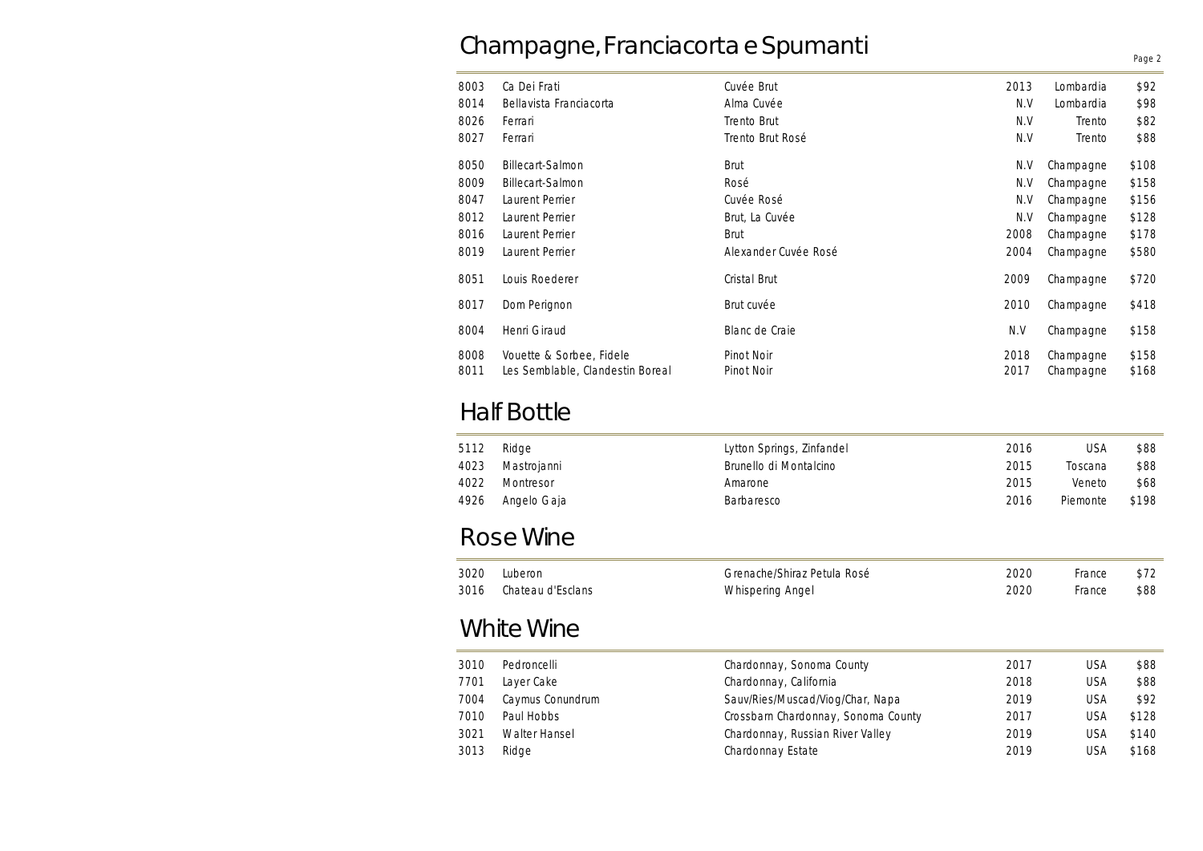## Champagne, Franciacorta e Spumanti

| | | | | | |
|---|---|---|---|---|---|
| 8003 | Ca Dei Frati | Cuvée Brut | 2013 | Lombardia | $92 |
| 8014 | Bellavista Franciacorta | Alma Cuvée | N.V | Lombardia | $98 |
| 8026 | Ferrari | Trento Brut | N.V | Trento | $82 |
| 8027 | Ferrari | Trento Brut Rosé | N.V | Trento | $88 |
| 8050 | Billecart-Salmon | Brut | N.V | Champagne | $108 |
| 8009 | Billecart-Salmon | Rosé | N.V | Champagne | $158 |
| 8047 | Laurent Perrier | Cuvée Rosé | N.V | Champagne | $156 |
| 8012 | Laurent Perrier | Brut, La Cuvée | N.V | Champagne | $128 |
| 8016 | Laurent Perrier | Brut | 2008 | Champagne | $178 |
| 8019 | Laurent Perrier | Alexander Cuvée Rosé | 2004 | Champagne | $580 |
| 8051 | Louis Roederer | Cristal Brut | 2009 | Champagne | $720 |
| 8017 | Dom Perignon | Brut cuvée | 2010 | Champagne | $418 |
| 8004 | Henri Giraud | Blanc de Craie | N.V | Champagne | $158 |
| 8008 | Vouette & Sorbee, Fidele | Pinot Noir | 2018 | Champagne | $158 |
| 8011 | Les Semblable, Clandestin Boreal | Pinot Noir | 2017 | Champagne | $168 |

## Half Bottle

| | | | | | |
|---|---|---|---|---|---|
| 5112 | Ridge | Lytton Springs, Zinfandel | 2016 | USA | $88 |
| 4023 | Mastrojanni | Brunello di Montalcino | 2015 | Toscana | $88 |
| 4022 | Montresor | Amarone | 2015 | Veneto | $68 |
| 4926 | Angelo Gaja | Barbaresco | 2016 | Piemonte | $198 |

## Rose Wine

| | | | | | |
|---|---|---|---|---|---|
| 3020 | Luberon | Grenache/Shiraz Petula Rosé | 2020 | France | $72 |
| 3016 | Chateau d'Esclans | Whispering Angel | 2020 | France | $88 |

## White Wine

| | | | | | |
|---|---|---|---|---|---|
| 3010 | Pedroncelli | Chardonnay, Sonoma County | 2017 | USA | $88 |
| 7701 | Layer Cake | Chardonnay, California | 2018 | USA | $88 |
| 7004 | Caymus Conundrum | Sauv/Ries/Muscad/Viog/Char, Napa | 2019 | USA | $92 |
| 7010 | Paul Hobbs | Crossbarn Chardonnay, Sonoma County | 2017 | USA | $128 |
| 3021 | Walter Hansel | Chardonnay, Russian River Valley | 2019 | USA | $140 |
| 3013 | Ridge | Chardonnay Estate | 2019 | USA | $168 |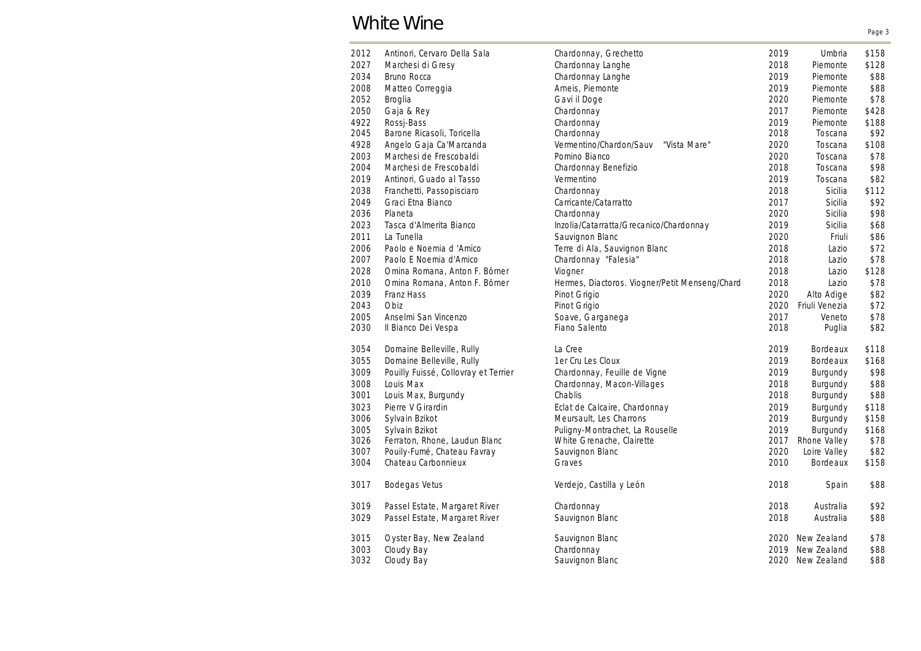# White Wine

| | | | | | |
|---|---|---|---|---|---|
| 2012 | Antinori, Cervaro Della Sala | Chardonnay, Grechetto | 2019 | Umbria | $158 |
| 2027 | Marchesi di Gresy | Chardonnay Langhe | 2018 | Piemonte | $128 |
| 2034 | Bruno Rocca | Chardonnay Langhe | 2019 | Piemonte | $88 |
| 2008 | Matteo Correggia | Arneis, Piemonte | 2019 | Piemonte | $88 |
| 2052 | Broglia | Gavi il Doge | 2020 | Piemonte | $78 |
| 2050 | Gaja & Rey | Chardonnay | 2017 | Piemonte | $428 |
| 4922 | Rossj-Bass | Chardonnay | 2019 | Piemonte | $188 |
| 2045 | Barone Ricasoli, Toricella | Chardonnay | 2018 | Toscana | $92 |
| 4928 | Angelo Gaja Ca'Marcanda | Vermentino/Chardon/Sauv "Vista Mare" | 2020 | Toscana | $108 |
| 2003 | Marchesi de Frescobaldi | Pomino Bianco | 2020 | Toscana | $78 |
| 2004 | Marchesi de Frescobaldi | Chardonnay Benefizio | 2018 | Toscana | $98 |
| 2019 | Antinori, Guado al Tasso | Vermentino | 2019 | Toscana | $82 |
| 2038 | Franchetti, Passopisciaro | Chardonnay | 2018 | Sicilia | $112 |
| 2049 | Graci Etna Bianco | Carricante/Catarratto | 2017 | Sicilia | $92 |
| 2036 | Planeta | Chardonnay | 2020 | Sicilia | $98 |
| 2023 | Tasca d'Almerita Bianco | Inzolia/Catarratta/Grecanico/Chardonnay | 2019 | Sicilia | $68 |
| 2011 | La Tunella | Sauvignon Blanc | 2020 | Friuli | $86 |
| 2006 | Paolo e Noemia d 'Amico | Terre di Ala, Sauvignon Blanc | 2018 | Lazio | $72 |
| 2007 | Paolo E Noemia d'Amico | Chardonnay "Falesia" | 2018 | Lazio | $78 |
| 2028 | Omina Romana, Anton F. Börner | Viogner | 2018 | Lazio | $128 |
| 2010 | Omina Romana, Anton F. Börner | Hermes, Diactoros. Viogner/Petit Menseng/Chard | 2018 | Lazio | $78 |
| 2039 | Franz Hass | Pinot Grigio | 2020 | Alto Adige | $82 |
| 2043 | Obiz | Pinot Grigio | 2020 | Friuli Venezia | $72 |
| 2005 | Anselmi San Vincenzo | Soave, Garganega | 2017 | Veneto | $78 |
| 2030 | Il Bianco Dei Vespa | Fiano Salento | 2018 | Puglia | $82 |
| 3054 | Domaine Belleville, Rully | La Cree | 2019 | Bordeaux | $118 |
| 3055 | Domaine Belleville, Rully | 1er Cru Les Cloux | 2019 | Bordeaux | $168 |
| 3009 | Pouilly Fuissé, Collovray et Terrier | Chardonnay, Feuille de Vigne | 2019 | Burgundy | $98 |
| 3008 | Louis Max | Chardonnay, Macon-Villages | 2018 | Burgundy | $88 |
| 3001 | Louis Max, Burgundy | Chablis | 2018 | Burgundy | $88 |
| 3023 | Pierre V Girardin | Eclat de Calcaire, Chardonnay | 2019 | Burgundy | $118 |
| 3006 | Sylvain Bzikot | Meursault, Les Charrons | 2019 | Burgundy | $158 |
| 3005 | Sylvain Bzikot | Puligny-Montrachet, La Rouselle | 2019 | Burgundy | $168 |
| 3026 | Ferraton, Rhone, Laudun Blanc | White Grenache, Clairette | 2017 | Rhone Valley | $78 |
| 3007 | Pouily-Fumé, Chateau Favray | Sauvignon Blanc | 2020 | Loire Valley | $82 |
| 3004 | Chateau Carbonnieux | Graves | 2010 | Bordeaux | $158 |
| 3017 | Bodegas Vetus | Verdejo, Castilla y León | 2018 | Spain | $88 |
| 3019 | Passel Estate, Margaret River | Chardonnay | 2018 | Australia | $92 |
| 3029 | Passel Estate, Margaret River | Sauvignon Blanc | 2018 | Australia | $88 |
| 3015 | Oyster Bay, New Zealand | Sauvignon Blanc | 2020 | New Zealand | $78 |
| 3003 | Cloudy Bay | Chardonnay | 2019 | New Zealand | $88 |
| 3032 | Cloudy Bay | Sauvignon Blanc | 2020 | New Zealand | $88 |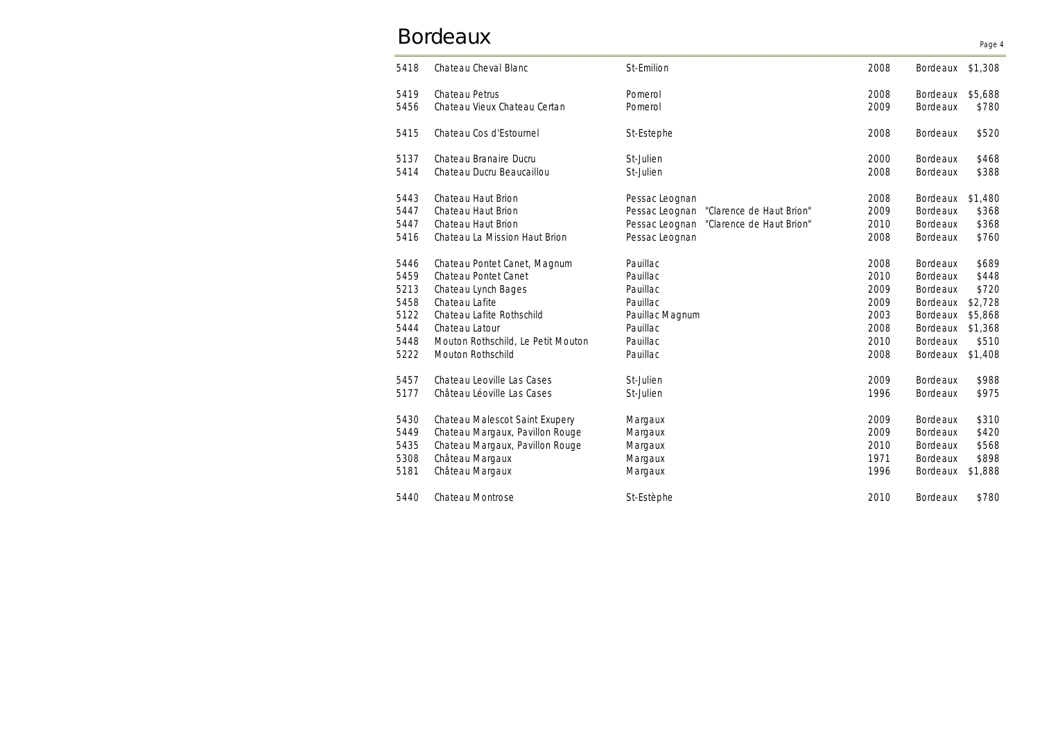# Bordeaux

| | | | | | |
|---|---|---|---|---|---|
| 5418 | Chateau Cheval Blanc | St-Emilion | 2008 | Bordeaux | $1,308 |
| 5419 | Chateau Petrus | Pomerol | 2008 | Bordeaux | $5,688 |
| 5456 | Chateau Vieux Chateau Certan | Pomerol | 2009 | Bordeaux | $780 |
| 5415 | Chateau Cos d'Estournel | St-Estephe | 2008 | Bordeaux | $520 |
| 5137 | Chateau Branaire Ducru | St-Julien | 2000 | Bordeaux | $468 |
| 5414 | Chateau Ducru Beaucaillou | St-Julien | 2008 | Bordeaux | $388 |
| 5443 | Chateau Haut Brion | Pessac Leognan | 2008 | Bordeaux | $1,480 |
| 5447 | Chateau Haut Brion | Pessac Leognan "Clarence de Haut Brion" | 2009 | Bordeaux | $368 |
| 5447 | Chateau Haut Brion | Pessac Leognan "Clarence de Haut Brion" | 2010 | Bordeaux | $368 |
| 5416 | Chateau La Mission Haut Brion | Pessac Leognan | 2008 | Bordeaux | $760 |
| 5446 | Chateau Pontet Canet, Magnum | Pauillac | 2008 | Bordeaux | $689 |
| 5459 | Chateau Pontet Canet | Pauillac | 2010 | Bordeaux | $448 |
| 5213 | Chateau Lynch Bages | Pauillac | 2009 | Bordeaux | $720 |
| 5458 | Chateau Lafite | Pauillac | 2009 | Bordeaux | $2,728 |
| 5122 | Chateau Lafite Rothschild | Pauillac Magnum | 2003 | Bordeaux | $5,868 |
| 5444 | Chateau Latour | Pauillac | 2008 | Bordeaux | $1,368 |
| 5448 | Mouton Rothschild, Le Petit Mouton | Pauillac | 2010 | Bordeaux | $510 |
| 5222 | Mouton Rothschild | Pauillac | 2008 | Bordeaux | $1,408 |
| 5457 | Chateau Leoville Las Cases | St-Julien | 2009 | Bordeaux | $988 |
| 5177 | Château Léoville Las Cases | St-Julien | 1996 | Bordeaux | $975 |
| 5430 | Chateau Malescot Saint Exupery | Margaux | 2009 | Bordeaux | $310 |
| 5449 | Chateau Margaux, Pavillon Rouge | Margaux | 2009 | Bordeaux | $420 |
| 5435 | Chateau Margaux, Pavillon Rouge | Margaux | 2010 | Bordeaux | $568 |
| 5308 | Château Margaux | Margaux | 1971 | Bordeaux | $898 |
| 5181 | Château Margaux | Margaux | 1996 | Bordeaux | $1,888 |
| 5440 | Chateau Montrose | St-Estèphe | 2010 | Bordeaux | $780 |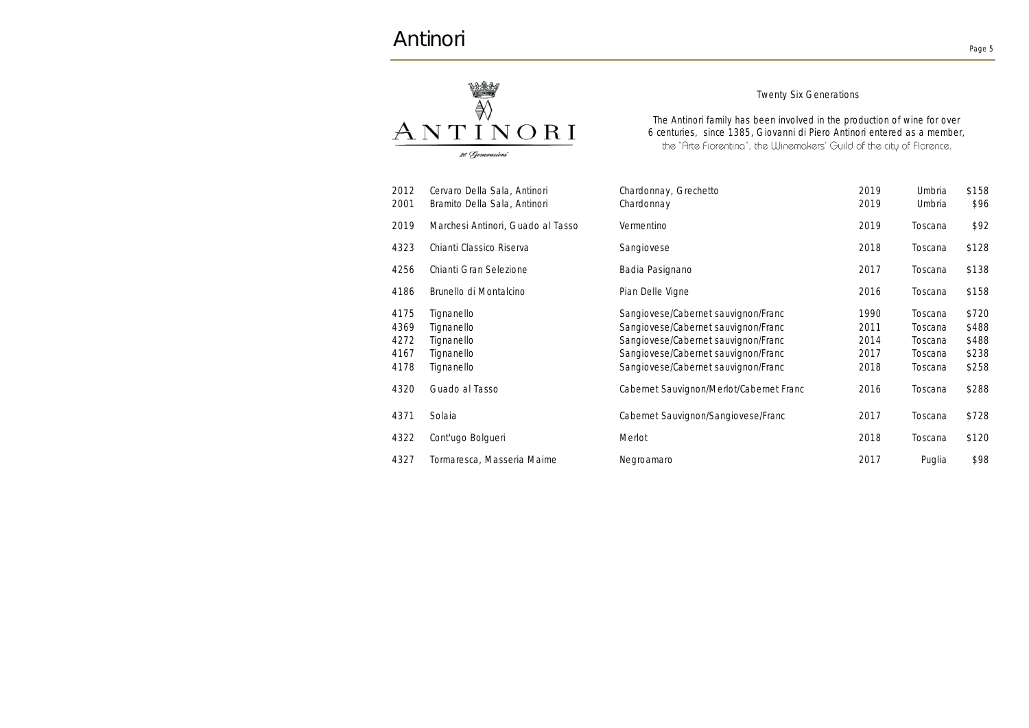# Antinori

ANTINORI

26 Generazioni

Twenty Six Generations

The Antinori family has been involved in the production of wine for over 6 centuries, since 1385, Giovanni di Piero Antinori entered as a member, the "Arte Fiorentina", the Winemakers' Guild of the city of Florence.

| | | | | | |
|---|---|---|---|---|---|
| 2012 | Cervaro Della Sala, Antinori | Chardonnay, Grechetto | 2019 | Umbria | $158 |
| 2001 | Bramito Della Sala, Antinori | Chardonnay | 2019 | Umbria | $96 |
| 2019 | Marchesi Antinori, Guado al Tasso | Vermentino | 2019 | Toscana | $92 |
| 4323 | Chianti Classico Riserva | Sangiovese | 2018 | Toscana | $128 |
| 4256 | Chianti Gran Selezione | Badia Pasignano | 2017 | Toscana | $138 |
| 4186 | Brunello di Montalcino | Pian Delle Vigne | 2016 | Toscana | $158 |
| 4175 | Tignanello | Sangiovese/Cabernet sauvignon/Franc | 1990 | Toscana | $720 |
| 4369 | Tignanello | Sangiovese/Cabernet sauvignon/Franc | 2011 | Toscana | $488 |
| 4272 | Tignanello | Sangiovese/Cabernet sauvignon/Franc | 2014 | Toscana | $488 |
| 4167 | Tignanello | Sangiovese/Cabernet sauvignon/Franc | 2017 | Toscana | $238 |
| 4178 | Tignanello | Sangiovese/Cabernet sauvignon/Franc | 2018 | Toscana | $258 |
| 4320 | Guado al Tasso | Cabernet Sauvignon/Merlot/Cabernet Franc | 2016 | Toscana | $288 |
| 4371 | Solaia | Cabernet Sauvignon/Sangiovese/Franc | 2017 | Toscana | $728 |
| 4322 | Cont'ugo Bolgueri | Merlot | 2018 | Toscana | $120 |
| 4327 | Tormaresca, Masseria Maime | Negroamaro | 2017 | Puglia | $98 |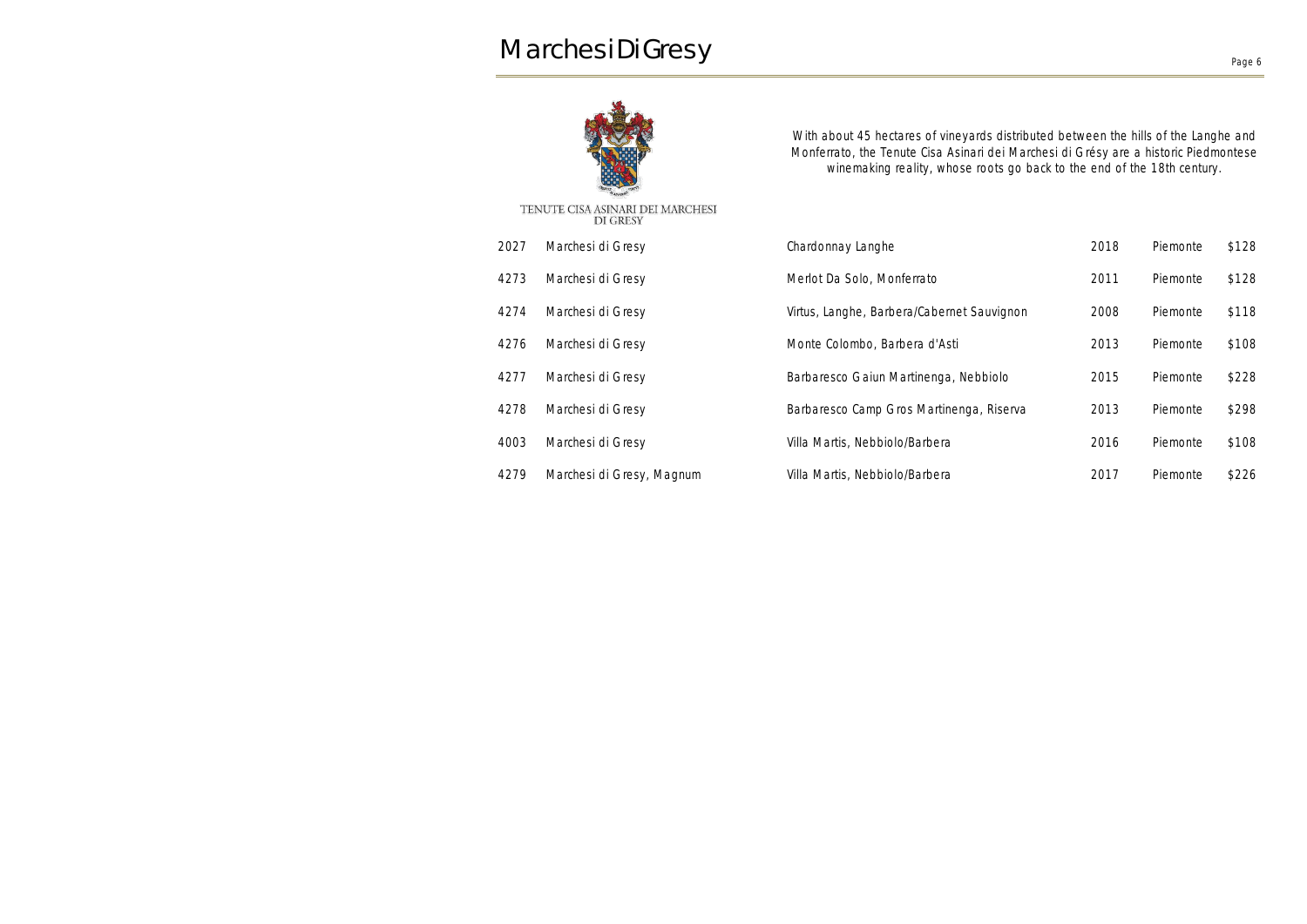# MarchesiDiGresy

TENUTE CISA ASINARI DEI MARCHESI DI GRESY

With about 45 hectares of vineyards distributed between the hills of the Langhe and Monferrato, the Tenute Cisa Asinari dei Marchesi di Grésy are a historic Piedmontese winemaking reality, whose roots go back to the end of the 18th century.

| | | | | | |
|---|---|---|---|---|---|
| 2027 | Marchesi di Gresy | Chardonnay Langhe | 2018 | Piemonte | $128 |
| 4273 | Marchesi di Gresy | Merlot Da Solo, Monferrato | 2011 | Piemonte | $128 |
| 4274 | Marchesi di Gresy | Virtus, Langhe, Barbera/Cabernet Sauvignon | 2008 | Piemonte | $118 |
| 4276 | Marchesi di Gresy | Monte Colombo, Barbera d'Asti | 2013 | Piemonte | $108 |
| 4277 | Marchesi di Gresy | Barbaresco Gaiun Martinenga, Nebbiolo | 2015 | Piemonte | $228 |
| 4278 | Marchesi di Gresy | Barbaresco Camp Gros Martinenga, Riserva | 2013 | Piemonte | $298 |
| 4003 | Marchesi di Gresy | Villa Martis, Nebbiolo/Barbera | 2016 | Piemonte | $108 |
| 4279 | Marchesi di Gresy, Magnum | Villa Martis, Nebbiolo/Barbera | 2017 | Piemonte | $226 |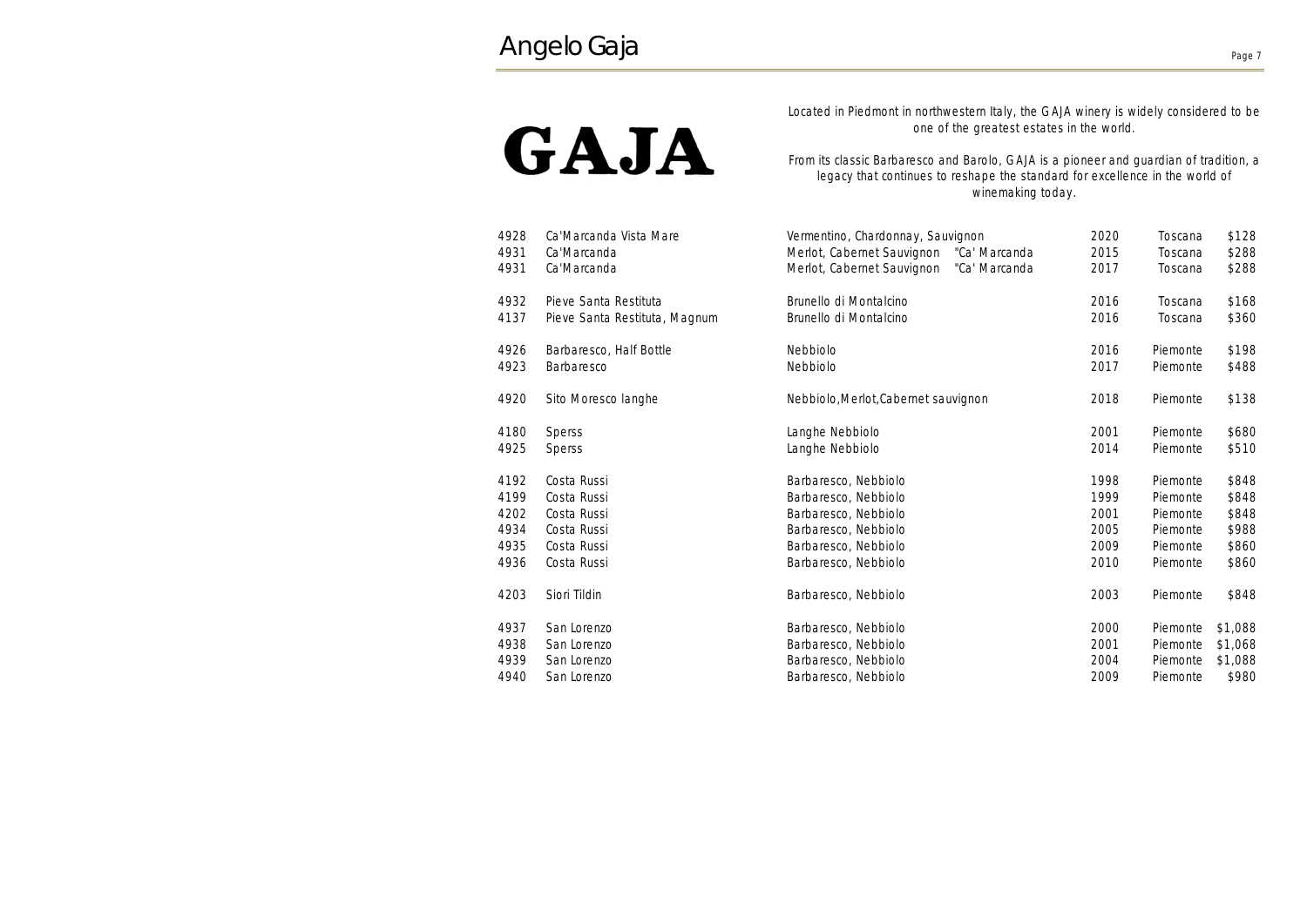# Angelo Gaja

**GAJA**

Located in Piedmont in northwestern Italy, the GAJA winery is widely considered to be one of the greatest estates in the world.

From its classic Barbaresco and Barolo, GAJA is a pioneer and guardian of tradition, a legacy that continues to reshape the standard for excellence in the world of winemaking today.

| | | | | | |
|---|---|---|---|---|---|
| 4928 | Ca'Marcanda Vista Mare | Vermentino, Chardonnay, Sauvignon | 2020 | Toscana | $128 |
| 4931 | Ca'Marcanda | Merlot, Cabernet Sauvignon "Ca' Marcanda | 2015 | Toscana | $288 |
| 4931 | Ca'Marcanda | Merlot, Cabernet Sauvignon "Ca' Marcanda | 2017 | Toscana | $288 |
| 4932 | Pieve Santa Restituta | Brunello di Montalcino | 2016 | Toscana | $168 |
| 4137 | Pieve Santa Restituta, Magnum | Brunello di Montalcino | 2016 | Toscana | $360 |
| 4926 | Barbaresco, Half Bottle | Nebbiolo | 2016 | Piemonte | $198 |
| 4923 | Barbaresco | Nebbiolo | 2017 | Piemonte | $488 |
| 4920 | Sito Moresco langhe | Nebbiolo,Merlot,Cabernet sauvignon | 2018 | Piemonte | $138 |
| 4180 | Sperss | Langhe Nebbiolo | 2001 | Piemonte | $680 |
| 4925 | Sperss | Langhe Nebbiolo | 2014 | Piemonte | $510 |
| 4192 | Costa Russi | Barbaresco, Nebbiolo | 1998 | Piemonte | $848 |
| 4199 | Costa Russi | Barbaresco, Nebbiolo | 1999 | Piemonte | $848 |
| 4202 | Costa Russi | Barbaresco, Nebbiolo | 2001 | Piemonte | $848 |
| 4934 | Costa Russi | Barbaresco, Nebbiolo | 2005 | Piemonte | $988 |
| 4935 | Costa Russi | Barbaresco, Nebbiolo | 2009 | Piemonte | $860 |
| 4936 | Costa Russi | Barbaresco, Nebbiolo | 2010 | Piemonte | $860 |
| 4203 | Siori Tildin | Barbaresco, Nebbiolo | 2003 | Piemonte | $848 |
| 4937 | San Lorenzo | Barbaresco, Nebbiolo | 2000 | Piemonte | $1,088 |
| 4938 | San Lorenzo | Barbaresco, Nebbiolo | 2001 | Piemonte | $1,068 |
| 4939 | San Lorenzo | Barbaresco, Nebbiolo | 2004 | Piemonte | $1,088 |
| 4940 | San Lorenzo | Barbaresco, Nebbiolo | 2009 | Piemonte | $980 |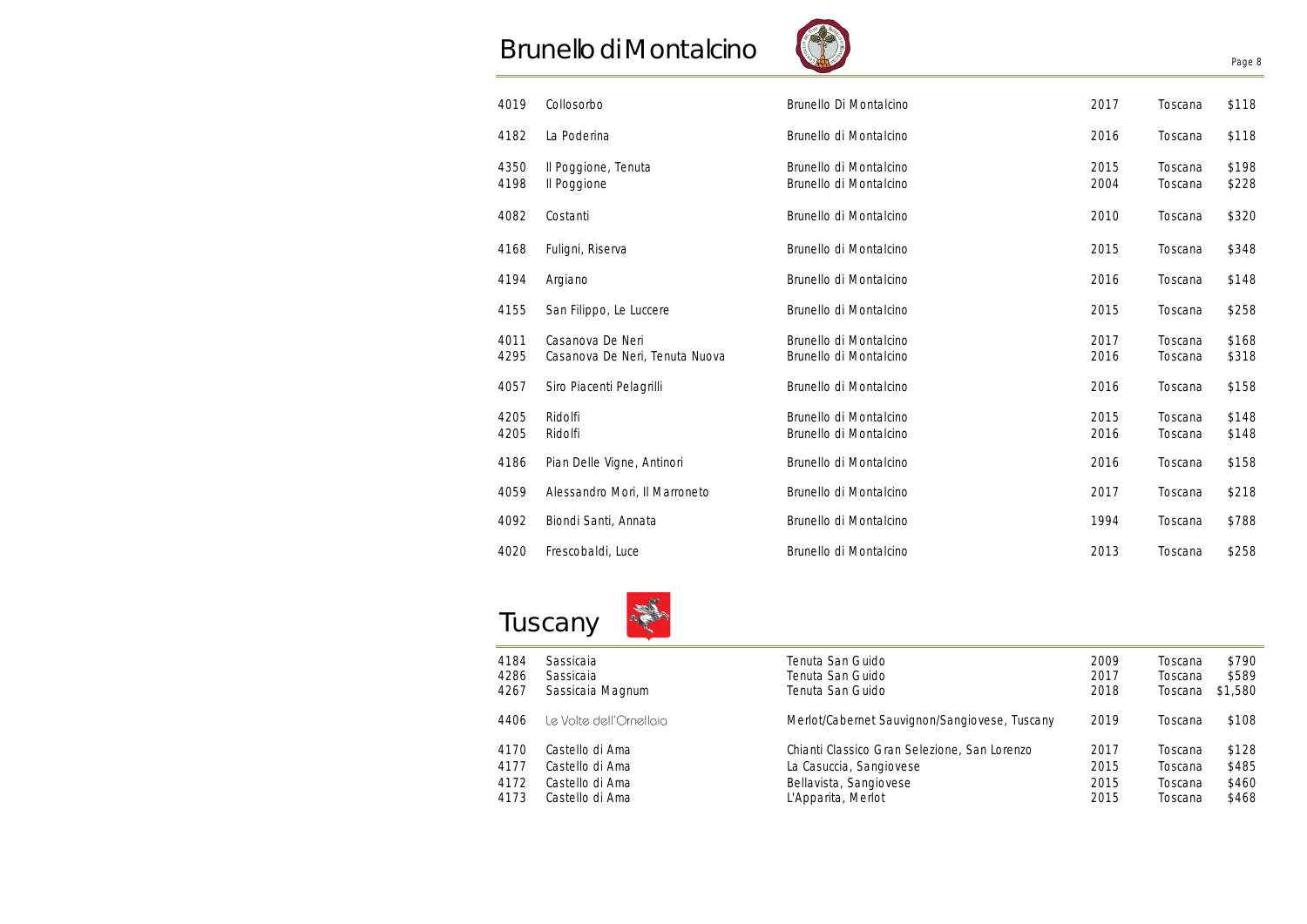## Brunello di Montalcino

| | | | | | |
|---|---|---|---|---|---|
| 4019 | Collosorbo | Brunello Di Montalcino | 2017 | Toscana | $118 |
| 4182 | La Poderina | Brunello di Montalcino | 2016 | Toscana | $118 |
| 4350 | Il Poggione, Tenuta | Brunello di Montalcino | 2015 | Toscana | $198 |
| 4198 | Il Poggione | Brunello di Montalcino | 2004 | Toscana | $228 |
| 4082 | Costanti | Brunello di Montalcino | 2010 | Toscana | $320 |
| 4168 | Fuligni, Riserva | Brunello di Montalcino | 2015 | Toscana | $348 |
| 4194 | Argiano | Brunello di Montalcino | 2016 | Toscana | $148 |
| 4155 | San Filippo, Le Luccere | Brunello di Montalcino | 2015 | Toscana | $258 |
| 4011 | Casanova De Neri | Brunello di Montalcino | 2017 | Toscana | $168 |
| 4295 | Casanova De Neri, Tenuta Nuova | Brunello di Montalcino | 2016 | Toscana | $318 |
| 4057 | Siro Piacenti Pelagrilli | Brunello di Montalcino | 2016 | Toscana | $158 |
| 4205 | Ridolfi | Brunello di Montalcino | 2015 | Toscana | $148 |
| 4205 | Ridolfi | Brunello di Montalcino | 2016 | Toscana | $148 |
| 4186 | Pian Delle Vigne, Antinori | Brunello di Montalcino | 2016 | Toscana | $158 |
| 4059 | Alessandro Mori, Il Marroneto | Brunello di Montalcino | 2017 | Toscana | $218 |
| 4092 | Biondi Santi, Annata | Brunello di Montalcino | 1994 | Toscana | $788 |
| 4020 | Frescobaldi, Luce | Brunello di Montalcino | 2013 | Toscana | $258 |

## Tuscany

| | | | | | |
|---|---|---|---|---|---|
| 4184 | Sassicaia | Tenuta San Guido | 2009 | Toscana | $790 |
| 4286 | Sassicaia | Tenuta San Guido | 2017 | Toscana | $589 |
| 4267 | Sassicaia Magnum | Tenuta San Guido | 2018 | Toscana | $1,580 |
| 4406 | Le Volte dell'Ornellaia | Merlot/Cabernet Sauvignon/Sangiovese, Tuscany | 2019 | Toscana | $108 |
| 4170 | Castello di Ama | Chianti Classico Gran Selezione, San Lorenzo | 2017 | Toscana | $128 |
| 4177 | Castello di Ama | La Casuccia, Sangiovese | 2015 | Toscana | $485 |
| 4172 | Castello di Ama | Bellavista, Sangiovese | 2015 | Toscana | $460 |
| 4173 | Castello di Ama | L'Apparita, Merlot | 2015 | Toscana | $468 |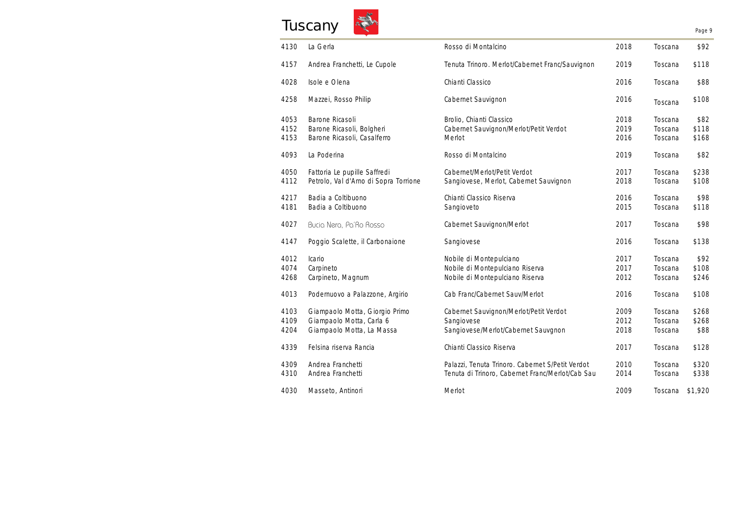# Tuscany

| | | | | | |
|---|---|---|---|---|---|
| 4130 | La Gerla | Rosso di Montalcino | 2018 | Toscana | $92 |
| 4157 | Andrea Franchetti, Le Cupole | Tenuta Trinoro. Merlot/Cabernet Franc/Sauvignon | 2019 | Toscana | $118 |
| 4028 | Isole e Olena | Chianti Classico | 2016 | Toscana | $88 |
| 4258 | Mazzei, Rosso Philip | Cabernet Sauvignon | 2016 | Toscana | $108 |
| 4053 | Barone Ricasoli | Brolio, Chianti Classico | 2018 | Toscana | $82 |
| 4152 | Barone Ricasoli, Bolgheri | Cabernet Sauvignon/Merlot/Petit Verdot | 2019 | Toscana | $118 |
| 4153 | Barone Ricasoli, Casalferro | Merlot | 2016 | Toscana | $168 |
| 4093 | La Poderina | Rosso di Montalcino | 2019 | Toscana | $82 |
| 4050 | Fattoria Le pupille Saffredi | Cabernet/Merlot/Petit Verdot | 2017 | Toscana | $238 |
| 4112 | Petrolo, Val d'Arno di Sopra Torrione | Sangiovese, Merlot, Cabernet Sauvignon | 2018 | Toscana | $108 |
| 4217 | Badia a Coltibuono | Chianti Classico Riserva | 2016 | Toscana | $98 |
| 4181 | Badia a Coltibuono | Sangioveto | 2015 | Toscana | $118 |
| 4027 | Bucia Nera, Pa'Ro Rosso | Cabernet Sauvignon/Merlot | 2017 | Toscana | $98 |
| 4147 | Poggio Scalette, il Carbonaione | Sangiovese | 2016 | Toscana | $138 |
| 4012 | Icario | Nobile di Montepulciano | 2017 | Toscana | $92 |
| 4074 | Carpineto | Nobile di Montepulciano Riserva | 2017 | Toscana | $108 |
| 4268 | Carpineto, Magnum | Nobile di Montepulciano Riserva | 2012 | Toscana | $246 |
| 4013 | Podernuovo a Palazzone, Argirio | Cab Franc/Cabernet Sauv/Merlot | 2016 | Toscana | $108 |
| 4103 | Giampaolo Motta, Giorgio Primo | Cabernet Sauvignon/Merlot/Petit Verdot | 2009 | Toscana | $268 |
| 4109 | Giampaolo Motta, Carla 6 | Sangiovese | 2012 | Toscana | $268 |
| 4204 | Giampaolo Motta, La Massa | Sangiovese/Merlot/Cabernet Sauvgnon | 2018 | Toscana | $88 |
| 4339 | Felsina riserva Rancia | Chianti Classico Riserva | 2017 | Toscana | $128 |
| 4309 | Andrea Franchetti | Palazzi, Tenuta Trinoro. Cabernet S/Petit Verdot | 2010 | Toscana | $320 |
| 4310 | Andrea Franchetti | Tenuta di Trinoro, Cabernet Franc/Merlot/Cab Sau | 2014 | Toscana | $338 |
| 4030 | Masseto, Antinori | Merlot | 2009 | Toscana | $1,920 |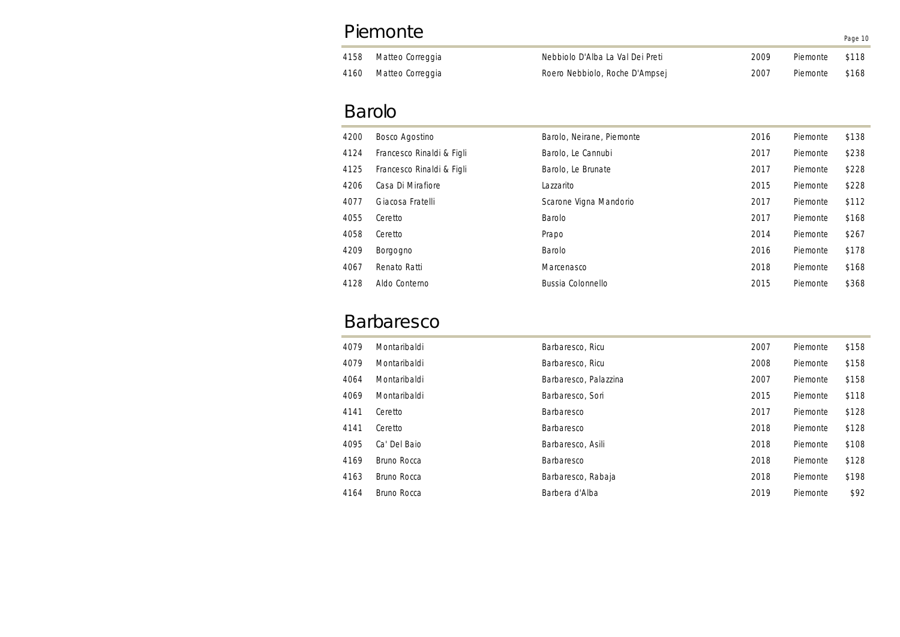# Piemonte

| | | | | | |
|---|---|---|---|---|---|
| 4158 | Matteo Correggia | Nebbiolo D'Alba La Val Dei Preti | 2009 | Piemonte | $118 |
| 4160 | Matteo Correggia | Roero Nebbiolo, Roche D'Ampsej | 2007 | Piemonte | $168 |

# Barolo

| | | | | | |
|---|---|---|---|---|---|
| 4200 | Bosco Agostino | Barolo, Neirane, Piemonte | 2016 | Piemonte | $138 |
| 4124 | Francesco Rinaldi & Figli | Barolo, Le Cannubi | 2017 | Piemonte | $238 |
| 4125 | Francesco Rinaldi & Figli | Barolo, Le Brunate | 2017 | Piemonte | $228 |
| 4206 | Casa Di Mirafiore | Lazzarito | 2015 | Piemonte | $228 |
| 4077 | Giacosa Fratelli | Scarone Vigna Mandorio | 2017 | Piemonte | $112 |
| 4055 | Ceretto | Barolo | 2017 | Piemonte | $168 |
| 4058 | Ceretto | Prapo | 2014 | Piemonte | $267 |
| 4209 | Borgogno | Barolo | 2016 | Piemonte | $178 |
| 4067 | Renato Ratti | Marcenasco | 2018 | Piemonte | $168 |
| 4128 | Aldo Conterno | Bussia Colonnello | 2015 | Piemonte | $368 |

# Barbaresco

| | | | | | |
|---|---|---|---|---|---|
| 4079 | Montaribaldi | Barbaresco, Ricu | 2007 | Piemonte | $158 |
| 4079 | Montaribaldi | Barbaresco, Ricu | 2008 | Piemonte | $158 |
| 4064 | Montaribaldi | Barbaresco, Palazzina | 2007 | Piemonte | $158 |
| 4069 | Montaribaldi | Barbaresco, Sori | 2015 | Piemonte | $118 |
| 4141 | Ceretto | Barbaresco | 2017 | Piemonte | $128 |
| 4141 | Ceretto | Barbaresco | 2018 | Piemonte | $128 |
| 4095 | Ca' Del Baio | Barbaresco, Asili | 2018 | Piemonte | $108 |
| 4169 | Bruno Rocca | Barbaresco | 2018 | Piemonte | $128 |
| 4163 | Bruno Rocca | Barbaresco, Rabaja | 2018 | Piemonte | $198 |
| 4164 | Bruno Rocca | Barbera d'Alba | 2019 | Piemonte | $92 |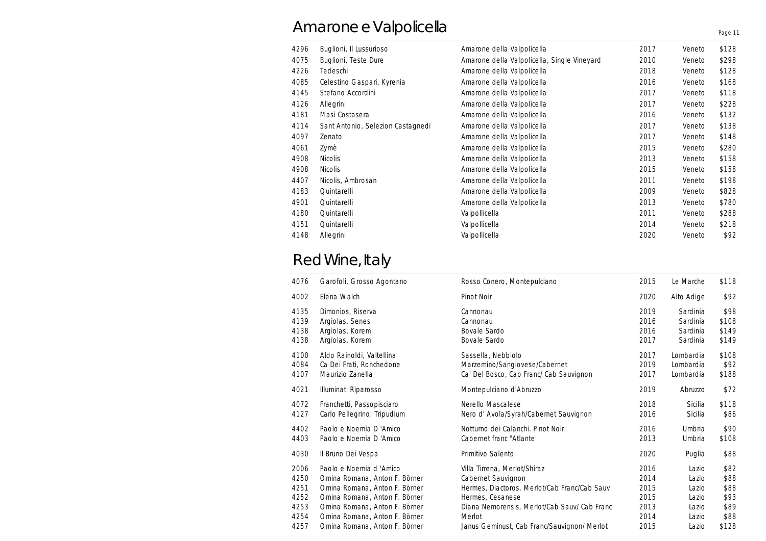# Amarone e Valpolicella

| | | | | | |
|---|---|---|---|---|---|
| 4296 | Buglioni, Il Lussurioso | Amarone della Valpolicella | 2017 | Veneto | $128 |
| 4075 | Buglioni, Teste Dure | Amarone della Valpolicella, Single Vineyard | 2010 | Veneto | $298 |
| 4226 | Tedeschi | Amarone della Valpolicella | 2018 | Veneto | $128 |
| 4085 | Celestino Gaspari, Kyrenia | Amarone della Valpolicella | 2016 | Veneto | $168 |
| 4145 | Stefano Accordini | Amarone della Valpolicella | 2017 | Veneto | $118 |
| 4126 | Allegrini | Amarone della Valpolicella | 2017 | Veneto | $228 |
| 4181 | Masi Costasera | Amarone della Valpolicella | 2016 | Veneto | $132 |
| 4114 | Sant Antonio, Selezion Castagnedi | Amarone della Valpolicella | 2017 | Veneto | $138 |
| 4097 | Zenato | Amarone della Valpolicella | 2017 | Veneto | $148 |
| 4061 | Zymè | Amarone della Valpolicella | 2015 | Veneto | $280 |
| 4908 | Nicolis | Amarone della Valpolicella | 2013 | Veneto | $158 |
| 4908 | Nicolis | Amarone della Valpolicella | 2015 | Veneto | $158 |
| 4407 | Nicolis, Ambrosan | Amarone della Valpolicella | 2011 | Veneto | $198 |
| 4183 | Quintarelli | Amarone della Valpolicella | 2009 | Veneto | $828 |
| 4901 | Quintarelli | Amarone della Valpolicella | 2013 | Veneto | $780 |
| 4180 | Quintarelli | Valpollicella | 2011 | Veneto | $288 |
| 4151 | Quintarelli | Valpollicella | 2014 | Veneto | $218 |
| 4148 | Allegrini | Valpollicella | 2020 | Veneto | $92 |

# Red Wine, Italy

| | | | | | |
|---|---|---|---|---|---|
| 4076 | Garofoli, Grosso Agontano | Rosso Conero, Montepulciano | 2015 | Le Marche | $118 |
| 4002 | Elena Walch | Pinot Noir | 2020 | Alto Adige | $92 |
| 4135 | Dimonios, Riserva | Cannonau | 2019 | Sardinia | $98 |
| 4139 | Argiolas, Senes | Cannonau | 2016 | Sardinia | $108 |
| 4138 | Argiolas, Korem | Bovale Sardo | 2016 | Sardinia | $149 |
| 4138 | Argiolas, Korem | Bovale Sardo | 2017 | Sardinia | $149 |
| 4100 | Aldo Rainoldi, Valtellina | Sassella, Nebbiolo | 2017 | Lombardia | $108 |
| 4084 | Ca Dei Frati, Ronchedone | Marzemino/Sangiovese/Cabernet | 2019 | Lombardia | $92 |
| 4107 | Maurizio Zanella | Ca' Del Bosco, Cab Franc/ Cab Sauvignon | 2017 | Lombardia | $188 |
| 4021 | Illuminati Riparosso | Montepulciano d'Abruzzo | 2019 | Abruzzo | $72 |
| 4072 | Franchetti, Passopisciaro | Nerello Mascalese | 2018 | Sicilia | $118 |
| 4127 | Carlo Pellegrino, Tripudium | Nero d' Avola/Syrah/Cabernet Sauvignon | 2016 | Sicilia | $86 |
| 4402 | Paolo e Noemia D 'Amico | Notturno dei Calanchi. Pinot Noir | 2016 | Umbria | $90 |
| 4403 | Paolo e Noemia D 'Amico | Cabernet franc "Atlante" | 2013 | Umbria | $108 |
| 4030 | Il Bruno Dei Vespa | Primitivo Salento | 2020 | Puglia | $88 |
| 2006 | Paolo e Noemia d 'Amico | Villa Tirrena, Merlot/Shiraz | 2016 | Lazio | $82 |
| 4250 | Omina Romana, Anton F. Börner | Cabernet Sauvignon | 2014 | Lazio | $88 |
| 4251 | Omina Romana, Anton F. Börner | Hermes, Diactoros. Merlot/Cab Franc/Cab Sauv | 2015 | Lazio | $88 |
| 4252 | Omina Romana, Anton F. Börner | Hermes, Cesanese | 2015 | Lazio | $93 |
| 4253 | Omina Romana, Anton F. Börner | Diana Nemorensis, Merlot/Cab Sauv/ Cab Franc | 2013 | Lazio | $89 |
| 4254 | Omina Romana, Anton F. Börner | Merlot | 2014 | Lazio | $88 |
| 4257 | Omina Romana, Anton F. Börner | Janus Geminust, Cab Franc/Sauvignon/ Merlot | 2015 | Lazio | $128 |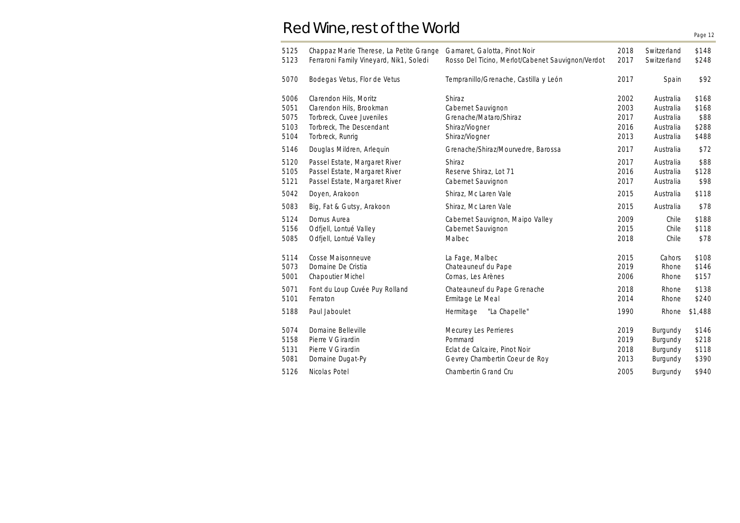# Red Wine, rest of the World

| | | | | | |
|---|---|---|---|---|---|
| 5125 | Chappaz Marie Therese, La Petite Grange | Gamaret, Galotta, Pinot Noir | 2018 | Switzerland | $148 |
| 5123 | Ferraroni Family Vineyard, Nik1, Soledi | Rosso Del Ticino, Merlot/Cabernet Sauvignon/Verdot | 2017 | Switzerland | $248 |
| 5070 | Bodegas Vetus, Flor de Vetus | Tempranillo/Grenache, Castilla y León | 2017 | Spain | $92 |
| 5006 | Clarendon Hils, Moritz | Shiraz | 2002 | Australia | $168 |
| 5051 | Clarendon Hils, Brookman | Cabernet Sauvignon | 2003 | Australia | $168 |
| 5075 | Torbreck, Cuvee Juveniles | Grenache/Mataro/Shiraz | 2017 | Australia | $88 |
| 5103 | Torbreck, The Descendant | Shiraz/Viogner | 2016 | Australia | $288 |
| 5104 | Torbreck, Runrig | Shiraz/Viogner | 2013 | Australia | $488 |
| 5146 | Douglas Mildren, Arlequin | Grenache/Shiraz/Mourvedre, Barossa | 2017 | Australia | $72 |
| 5120 | Passel Estate, Margaret River | Shiraz | 2017 | Australia | $88 |
| 5105 | Passel Estate, Margaret River | Reserve Shiraz, Lot 71 | 2016 | Australia | $128 |
| 5121 | Passel Estate, Margaret River | Cabernet Sauvignon | 2017 | Australia | $98 |
| 5042 | Doyen, Arakoon | Shiraz, Mc Laren Vale | 2015 | Australia | $118 |
| 5083 | Big, Fat & Gutsy, Arakoon | Shiraz, Mc Laren Vale | 2015 | Australia | $78 |
| 5124 | Domus Aurea | Cabernet Sauvignon, Maipo Valley | 2009 | Chile | $188 |
| 5156 | Odfjell, Lontué Valley | Cabernet Sauvignon | 2015 | Chile | $118 |
| 5085 | Odfjell, Lontué Valley | Malbec | 2018 | Chile | $78 |
| 5114 | Cosse Maisonneuve | La Fage, Malbec | 2015 | Cahors | $108 |
| 5073 | Domaine De Cristia | Chateauneuf du Pape | 2019 | Rhone | $146 |
| 5001 | Chapoutier Michel | Cornas, Les Arènes | 2006 | Rhone | $157 |
| 5071 | Font du Loup Cuvée Puy Rolland | Chateauneuf du Pape Grenache | 2018 | Rhone | $138 |
| 5101 | Ferraton | Ermitage Le Meal | 2014 | Rhone | $240 |
| 5188 | Paul Jaboulet | Hermitage "La Chapelle" | 1990 | Rhone | $1,488 |
| 5074 | Domaine Belleville | Mecurey Les Perrieres | 2019 | Burgundy | $146 |
| 5158 | Pierre V Girardin | Pommard | 2019 | Burgundy | $218 |
| 5131 | Pierre V Girardin | Eclat de Calcaire, Pinot Noir | 2018 | Burgundy | $118 |
| 5081 | Domaine Dugat-Py | Gevrey Chambertin Coeur de Roy | 2013 | Burgundy | $390 |
| 5126 | Nicolas Potel | Chambertin Grand Cru | 2005 | Burgundy | $940 |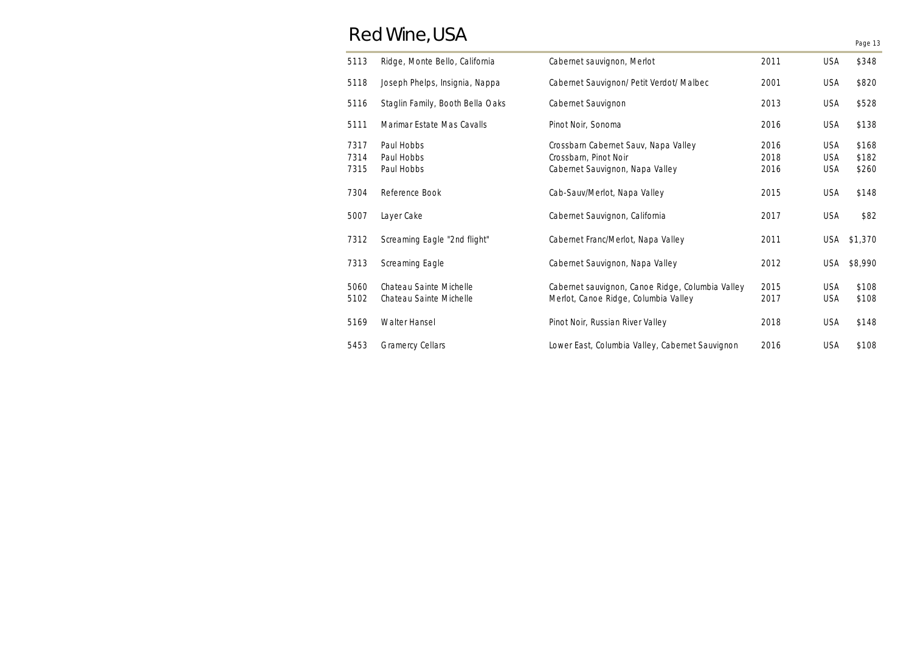# Red Wine, USA

| | | | | | |
|---|---|---|---|---|---|
| 5113 | Ridge, Monte Bello, California | Cabernet sauvignon, Merlot | 2011 | USA | $348 |
| 5118 | Joseph Phelps, Insignia, Nappa | Cabernet Sauvignon/ Petit Verdot/ Malbec | 2001 | USA | $820 |
| 5116 | Staglin Family, Booth Bella Oaks | Cabernet Sauvignon | 2013 | USA | $528 |
| 5111 | Marimar Estate Mas Cavalls | Pinot Noir, Sonoma | 2016 | USA | $138 |
| 7317 | Paul Hobbs | Crossbarn Cabernet Sauv, Napa Valley | 2016 | USA | $168 |
| 7314 | Paul Hobbs | Crossbarn, Pinot Noir | 2018 | USA | $182 |
| 7315 | Paul Hobbs | Cabernet Sauvignon, Napa Valley | 2016 | USA | $260 |
| 7304 | Reference Book | Cab-Sauv/Merlot, Napa Valley | 2015 | USA | $148 |
| 5007 | Layer Cake | Cabernet Sauvignon, California | 2017 | USA | $82 |
| 7312 | Screaming Eagle "2nd flight" | Cabernet Franc/Merlot, Napa Valley | 2011 | USA | $1,370 |
| 7313 | Screaming Eagle | Cabernet Sauvignon, Napa Valley | 2012 | USA | $8,990 |
| 5060 | Chateau Sainte Michelle | Cabernet sauvignon, Canoe Ridge, Columbia Valley | 2015 | USA | $108 |
| 5102 | Chateau Sainte Michelle | Merlot, Canoe Ridge, Columbia Valley | 2017 | USA | $108 |
| 5169 | Walter Hansel | Pinot Noir, Russian River Valley | 2018 | USA | $148 |
| 5453 | Gramercy Cellars | Lower East, Columbia Valley, Cabernet Sauvignon | 2016 | USA | $108 |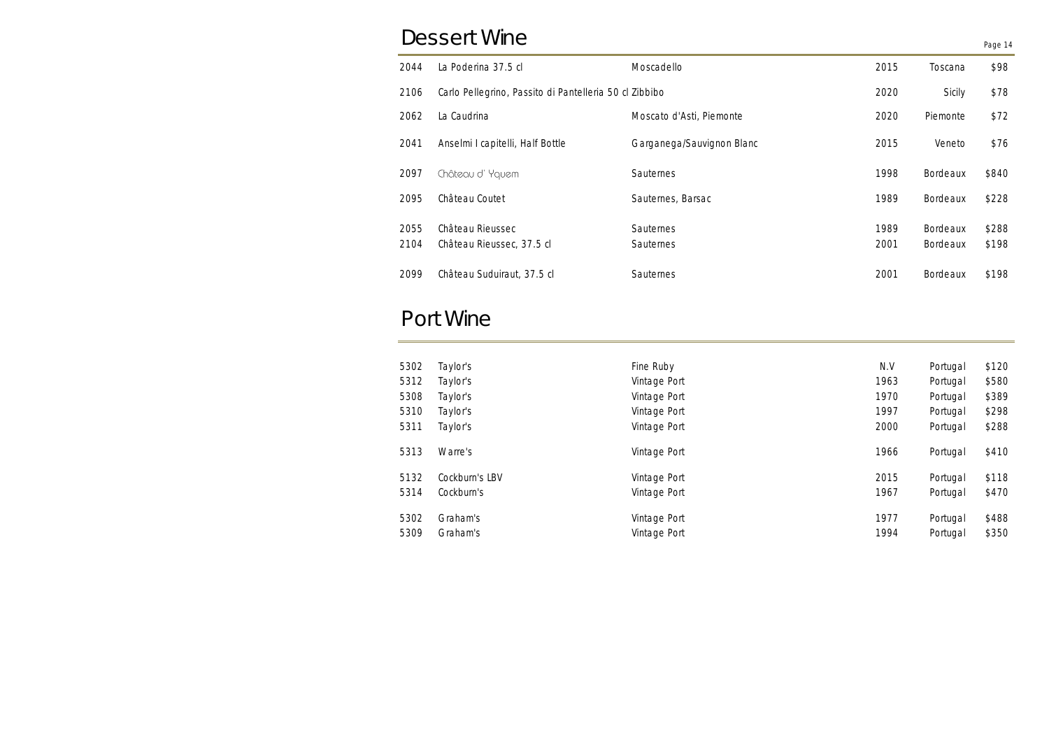# Dessert Wine

| | | | | | |
|---|---|---|---|---|---|
| 2044 | La Poderina 37.5 cl | Moscadello | 2015 | Toscana | $98 |
| 2106 | Carlo Pellegrino, Passito di Pantelleria 50 cl | Zibbibo | 2020 | Sicily | $78 |
| 2062 | La Caudrina | Moscato d'Asti, Piemonte | 2020 | Piemonte | $72 |
| 2041 | Anselmi I capitelli, Half Bottle | Garganega/Sauvignon Blanc | 2015 | Veneto | $76 |
| 2097 | Château d' Yquem | Sauternes | 1998 | Bordeaux | $840 |
| 2095 | Château Coutet | Sauternes, Barsac | 1989 | Bordeaux | $228 |
| 2055 | Château Rieussec | Sauternes | 1989 | Bordeaux | $288 |
| 2104 | Château Rieussec, 37.5 cl | Sauternes | 2001 | Bordeaux | $198 |
| 2099 | Château Suduiraut, 37.5 cl | Sauternes | 2001 | Bordeaux | $198 |

# Port Wine

| | | | | | |
|---|---|---|---|---|---|
| 5302 | Taylor's | Fine Ruby | N.V | Portugal | $120 |
| 5312 | Taylor's | Vintage Port | 1963 | Portugal | $580 |
| 5308 | Taylor's | Vintage Port | 1970 | Portugal | $389 |
| 5310 | Taylor's | Vintage Port | 1997 | Portugal | $298 |
| 5311 | Taylor's | Vintage Port | 2000 | Portugal | $288 |
| 5313 | Warre's | Vintage Port | 1966 | Portugal | $410 |
| 5132 | Cockburn's LBV | Vintage Port | 2015 | Portugal | $118 |
| 5314 | Cockburn's | Vintage Port | 1967 | Portugal | $470 |
| 5302 | Graham's | Vintage Port | 1977 | Portugal | $488 |
| 5309 | Graham's | Vintage Port | 1994 | Portugal | $350 |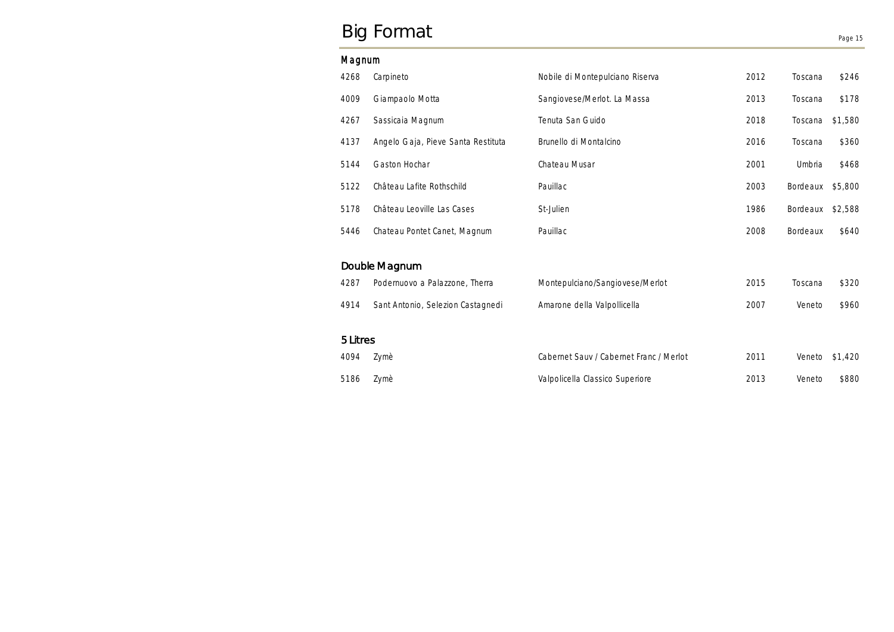# Big Format

## Magnum

| | | | | | |
|---|---|---|---|---|---|
| 4268 | Carpineto | Nobile di Montepulciano Riserva | 2012 | Toscana | $246 |
| 4009 | Giampaolo Motta | Sangiovese/Merlot. La Massa | 2013 | Toscana | $178 |
| 4267 | Sassicaia Magnum | Tenuta San Guido | 2018 | Toscana | $1,580 |
| 4137 | Angelo Gaja, Pieve Santa Restituta | Brunello di Montalcino | 2016 | Toscana | $360 |
| 5144 | Gaston Hochar | Chateau Musar | 2001 | Umbria | $468 |
| 5122 | Château Lafite Rothschild | Pauillac | 2003 | Bordeaux | $5,800 |
| 5178 | Château Leoville Las Cases | St-Julien | 1986 | Bordeaux | $2,588 |
| 5446 | Chateau Pontet Canet, Magnum | Pauillac | 2008 | Bordeaux | $640 |

## Double Magnum

| | | | | | |
|---|---|---|---|---|---|
| 4287 | Podernuovo a Palazzone, Therra | Montepulciano/Sangiovese/Merlot | 2015 | Toscana | $320 |
| 4914 | Sant Antonio, Selezion Castagnedi | Amarone della Valpollicella | 2007 | Veneto | $960 |

## 5 Litres

| | | | | | |
|---|---|---|---|---|---|
| 4094 | Zymè | Cabernet Sauv / Cabernet Franc / Merlot | 2011 | Veneto | $1,420 |
| 5186 | Zymè | Valpolicella Classico Superiore | 2013 | Veneto | $880 |